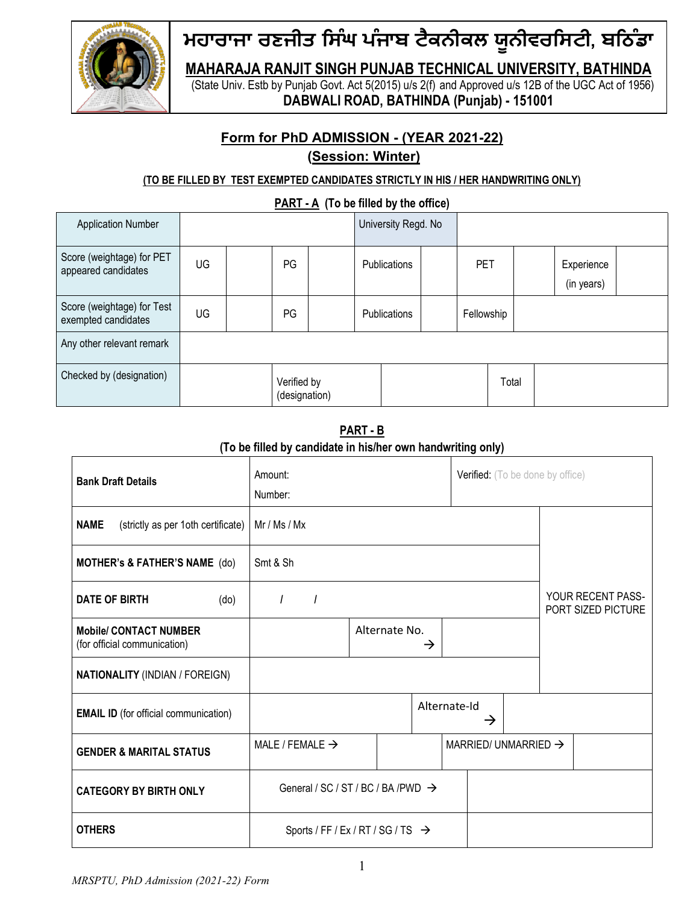# ਮਹਾਰਾਜਾ ਰਣਜੀਤ ਸਿੰਘ ਪੰਜਾਬ ਟੈਕਨੀਕਲ ਯੂਨੀਵਰਸਿਟੀ, ਬਠਿੰਡਾ

## MAHARAJA RANJIT SINGH PUNJAB TECHNICAL UNIVERSITY, BATHINDA

(State Univ. Estb by Punjab Govt. Act 5(2015) u/s 2(f) and Approved u/s 12B of the UGC Act of 1956)

**DABWALI ROAD, BATHINDA (Punjab) - 151001**

## Form for PhD ADMISSION - (YEAR 2021-22)

## (Session: Winter)

**(TO BE FILLED BY TEST EXEMPTED CANDIDATES STRICTLY IN HIS / HER HANDWRITING ONLY)**

**PART - A (To be filled by the office)**

| | | | | | | | | | | |
|---|---|---|---|---|---|---|---|---|---|---|
| Application Number | | | | University Regd. No | | | | | | |
| Score (weightage) for PET appeared candidates | UG | | PG | | Publications | | PET | | Experience (in years) | |
| Score (weightage) for Test exempted candidates | UG | | PG | | Publications | | Fellowship | | | |
| Any other relevant remark | | | | | | | | | | |
| Checked by (designation) | | | Verified by (designation) | | | | Total | | | |

**PART - B**

**(To be filled by candidate in his/her own handwriting only)**

| | | | | |
|---|---|---|---|---|
| **Bank Draft Details** | Amount: <br> Number: | | Verified: (To be done by office) | |
| **NAME** (strictly as per 1oth certificate) | Mr / Ms / Mx | | | YOUR RECENT PASS-PORT SIZED PICTURE |
| **MOTHER's & FATHER'S NAME** (do) | Smt & Sh | | | |
| **DATE OF BIRTH** (do) | / / | | | |
| **Mobile/ CONTACT NUMBER** (for official communication) | | Alternate No. → | | |
| **NATIONALITY** (INDIAN / FOREIGN) | | | | |
| **EMAIL ID** (for official communication) | | Alternate-Id → | | |
| **GENDER & MARITAL STATUS** | MALE / FEMALE → | | MARRIED/ UNMARRIED → | |
| **CATEGORY BY BIRTH ONLY** | General / SC / ST / BC / BA /PWD → | | | |
| **OTHERS** | Sports / FF / Ex / RT / SG / TS → | | | |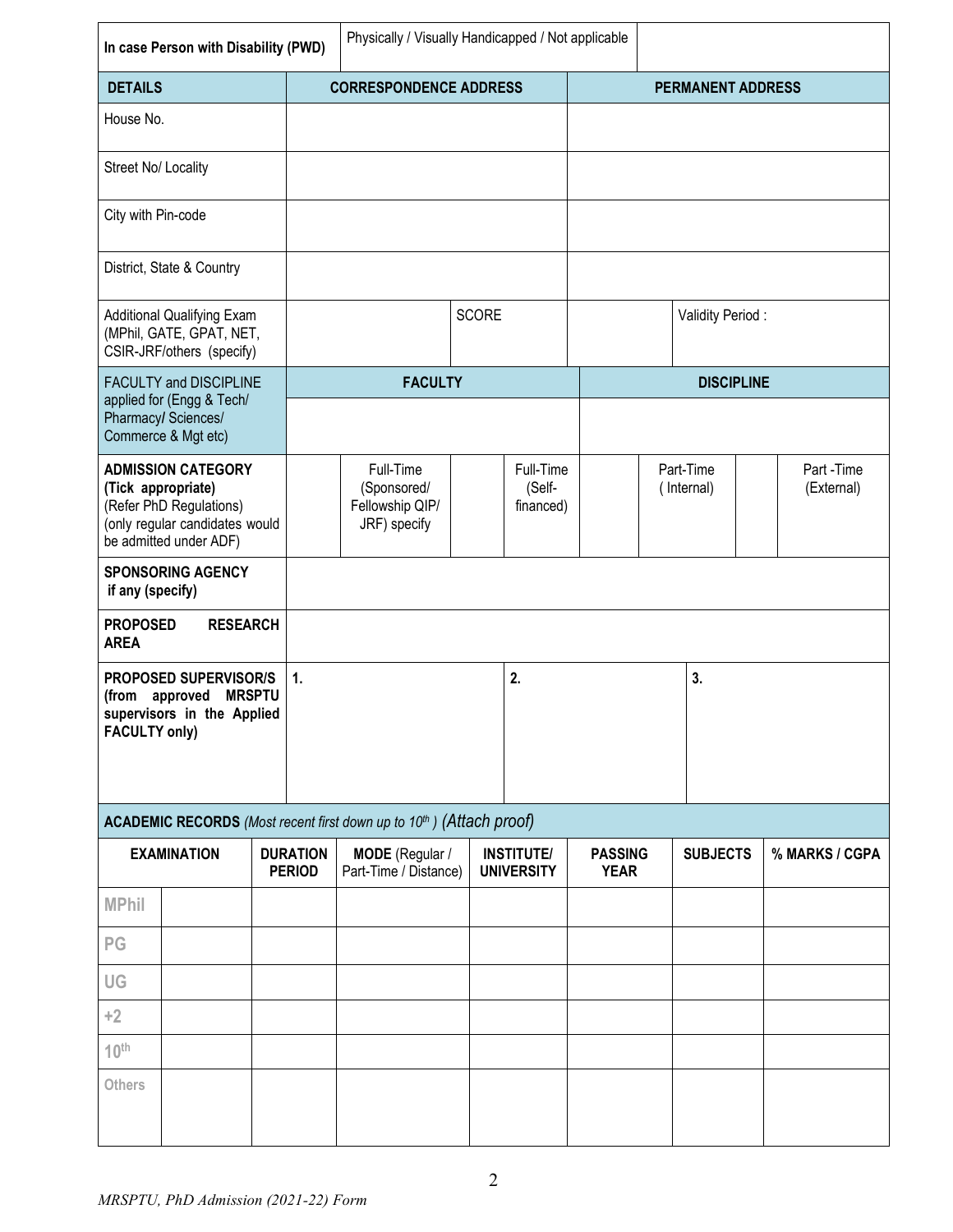| **In case Person with Disability (PWD)** | Physically / Visually Handicapped / Not applicable | |
|---|---|---|

| **DETAILS** | **CORRESPONDENCE ADDRESS** | **PERMANENT ADDRESS** |
|---|---|---|
| House No. | | |
| Street No/ Locality | | |
| City with Pin-code | | |
| District, State & Country | | |

| Additional Qualifying Exam (MPhil, GATE, GPAT, NET, CSIR-JRF/others (specify) | | SCORE | | Validity Period : |
|---|---|---|---|---|

| FACULTY and DISCIPLINE applied for (Engg & Tech/ Pharmacy/ Sciences/ Commerce & Mgt etc) | **FACULTY** | **DISCIPLINE** |
|---|---|---|
| | | |

| **ADMISSION CATEGORY (Tick appropriate)** (Refer PhD Regulations) (only regular candidates would be admitted under ADF) | | Full-Time (Sponsored/ Fellowship QIP/ JRF) specify | | Full-Time (Self-financed) | | Part-Time ( Internal) | | Part -Time (External) |
|---|---|---|---|---|---|---|---|---|

| **SPONSORING AGENCY if any (specify)** | |
|---|---|
| **PROPOSED RESEARCH AREA** | |

| **PROPOSED SUPERVISOR/S (from approved MRSPTU supervisors in the Applied FACULTY only)** | **1.** | **2.** | **3.** |
|---|---|---|---|

**ACADEMIC RECORDS** *(Most recent first down up to 10th ) (Attach proof)*

| **EXAMINATION** | | **DURATION PERIOD** | **MODE** (Regular / Part-Time / Distance) | **INSTITUTE/ UNIVERSITY** | **PASSING YEAR** | **SUBJECTS** | **% MARKS / CGPA** |
|---|---|---|---|---|---|---|---|
| MPhil | | | | | | | |
| PG | | | | | | | |
| UG | | | | | | | |
| +2 | | | | | | | |
| 10th | | | | | | | |
| Others | | | | | | | |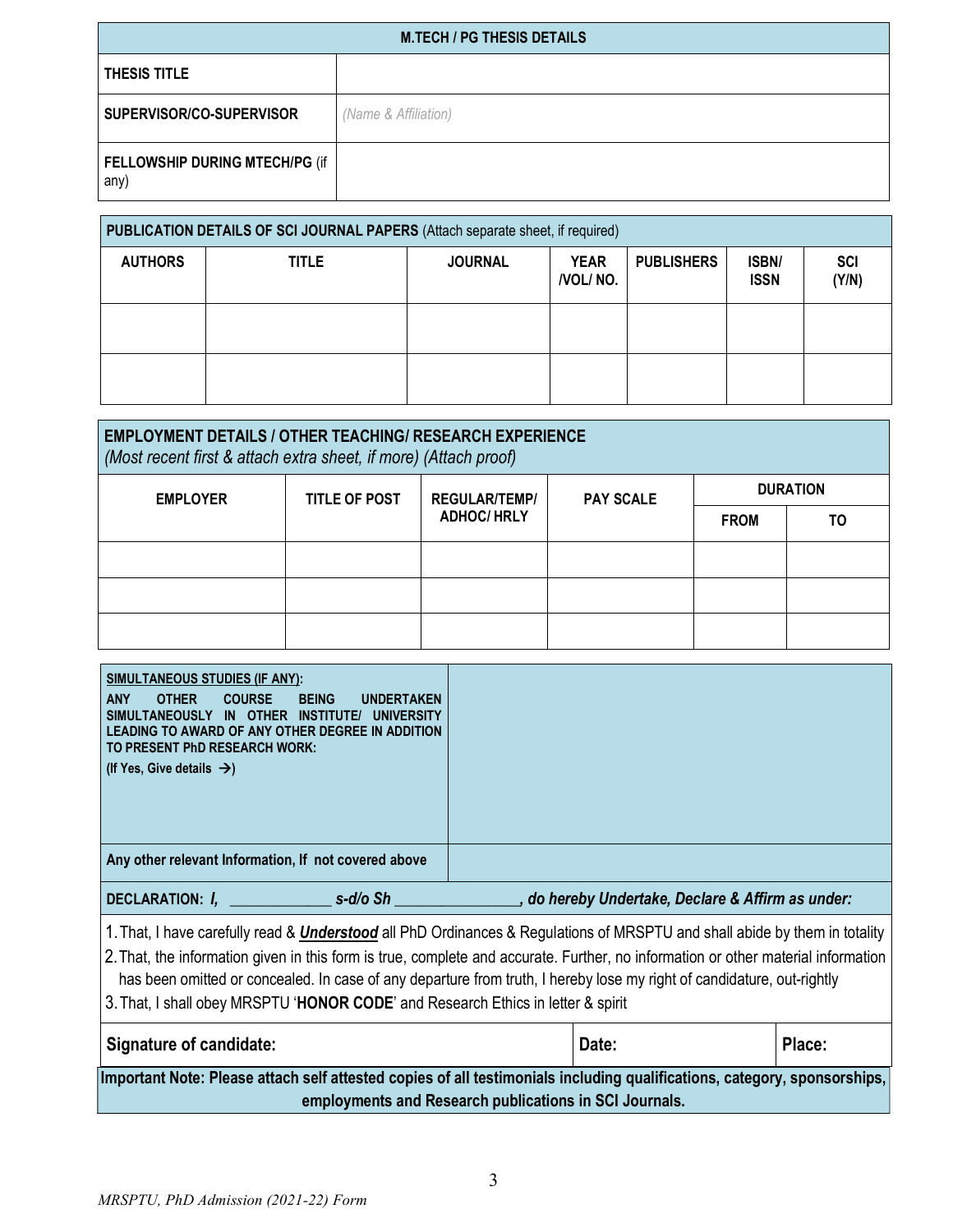| **M.TECH / PG THESIS DETAILS** | |
|---|---|
| **THESIS TITLE** | |
| **SUPERVISOR/CO-SUPERVISOR** | *(Name & Affiliation)* |
| **FELLOWSHIP DURING MTECH/PG** (if any) | |

| **PUBLICATION DETAILS OF SCI JOURNAL PAPERS** (Attach separate sheet, if required) | | | | | | |
|---|---|---|---|---|---|---|
| **AUTHORS** | **TITLE** | **JOURNAL** | **YEAR /VOL/ NO.** | **PUBLISHERS** | **ISBN/ ISSN** | **SCI (Y/N)** |
| | | | | | | |
| | | | | | | |

| **EMPLOYMENT DETAILS / OTHER TEACHING/ RESEARCH EXPERIENCE** *(Most recent first & attach extra sheet, if more) (Attach proof)* | | | | | |
|---|---|---|---|---|---|
| **EMPLOYER** | **TITLE OF POST** | **REGULAR/TEMP/ ADHOC/ HRLY** | **PAY SCALE** | **DURATION** | |
| | | | | **FROM** | **TO** |
| | | | | | |
| | | | | | |
| | | | | | |

| | |
|---|---|
| **SIMULTANEOUS STUDIES (IF ANY):** **ANY OTHER COURSE BEING UNDERTAKEN SIMULTANEOUSLY IN OTHER INSTITUTE/ UNIVERSITY LEADING TO AWARD OF ANY OTHER DEGREE IN ADDITION TO PRESENT PhD RESEARCH WORK:** **(If Yes, Give details →)** | |
| **Any other relevant Information, If not covered above** | |

**DECLARATION:** ***I, _____________ s-d/o Sh _______________, do hereby Undertake, Declare & Affirm as under:***

1. That, I have carefully read & ***Understood*** all PhD Ordinances & Regulations of MRSPTU and shall abide by them in totality
2. That, the information given in this form is true, complete and accurate. Further, no information or other material information has been omitted or concealed. In case of any departure from truth, I hereby lose my right of candidature, out-rightly
3. That, I shall obey MRSPTU '**HONOR CODE**' and Research Ethics in letter & spirit

| **Signature of candidate:** | **Date:** | **Place:** |
|---|---|---|

**Important Note: Please attach self attested copies of all testimonials including qualifications, category, sponsorships, employments and Research publications in SCI Journals.**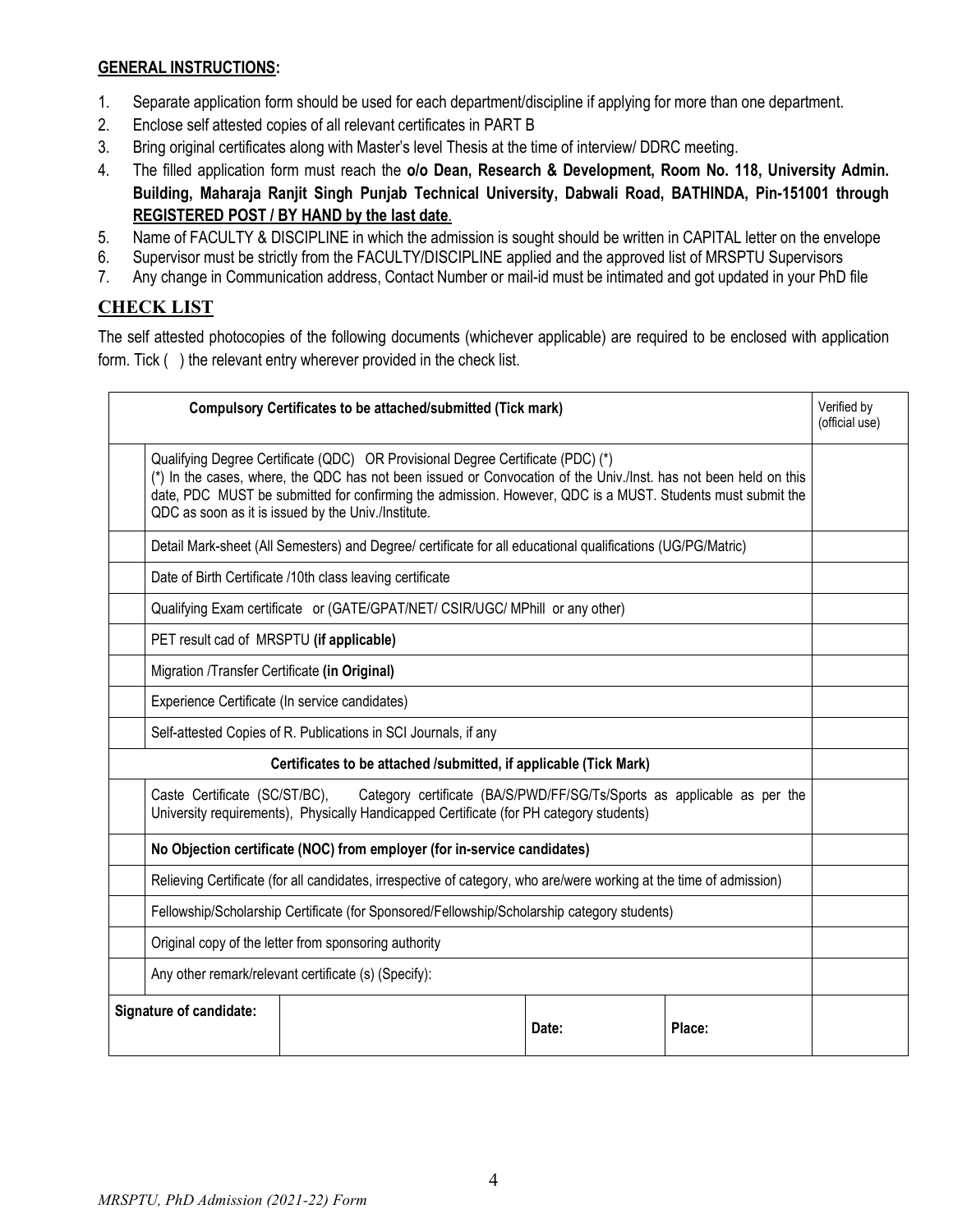**GENERAL INSTRUCTIONS:**

1. Separate application form should be used for each department/discipline if applying for more than one department.
2. Enclose self attested copies of all relevant certificates in PART B
3. Bring original certificates along with Master's level Thesis at the time of interview/ DDRC meeting.
4. The filled application form must reach the **o/o Dean, Research & Development, Room No. 118, University Admin. Building, Maharaja Ranjit Singh Punjab Technical University, Dabwali Road, BATHINDA, Pin-151001 through <u>REGISTERED POST / BY HAND by the last date</u>**.
5. Name of FACULTY & DISCIPLINE in which the admission is sought should be written in CAPITAL letter on the envelope
6. Supervisor must be strictly from the FACULTY/DISCIPLINE applied and the approved list of MRSPTU Supervisors
7. Any change in Communication address, Contact Number or mail-id must be intimated and got updated in your PhD file

## CHECK LIST

The self attested photocopies of the following documents (whichever applicable) are required to be enclosed with application form. Tick ( ) the relevant entry wherever provided in the check list.

| | **Compulsory Certificates to be attached/submitted (Tick mark)** | | | | Verified by (official use) |
|---|---|---|---|---|---|
| | Qualifying Degree Certificate (QDC) OR Provisional Degree Certificate (PDC) (*)<br>(*) In the cases, where, the QDC has not been issued or Convocation of the Univ./Inst. has not been held on this date, PDC MUST be submitted for confirming the admission. However, QDC is a MUST. Students must submit the QDC as soon as it is issued by the Univ./Institute. | | | | |
| | Detail Mark-sheet (All Semesters) and Degree/ certificate for all educational qualifications (UG/PG/Matric) | | | | |
| | Date of Birth Certificate /10th class leaving certificate | | | | |
| | Qualifying Exam certificate or (GATE/GPAT/NET/ CSIR/UGC/ MPhill or any other) | | | | |
| | PET result cad of MRSPTU **(if applicable)** | | | | |
| | Migration /Transfer Certificate **(in Original)** | | | | |
| | Experience Certificate (In service candidates) | | | | |
| | Self-attested Copies of R. Publications in SCI Journals, if any | | | | |
| | **Certificates to be attached /submitted, if applicable (Tick Mark)** | | | | |
| | Caste Certificate (SC/ST/BC), Category certificate (BA/S/PWD/FF/SG/Ts/Sports as applicable as per the University requirements), Physically Handicapped Certificate (for PH category students) | | | | |
| | **No Objection certificate (NOC) from employer (for in-service candidates)** | | | | |
| | Relieving Certificate (for all candidates, irrespective of category, who are/were working at the time of admission) | | | | |
| | Fellowship/Scholarship Certificate (for Sponsored/Fellowship/Scholarship category students) | | | | |
| | Original copy of the letter from sponsoring authority | | | | |
| | Any other remark/relevant certificate (s) (Specify): | | | | |
| **Signature of candidate:** | | | Date: | Place: | |